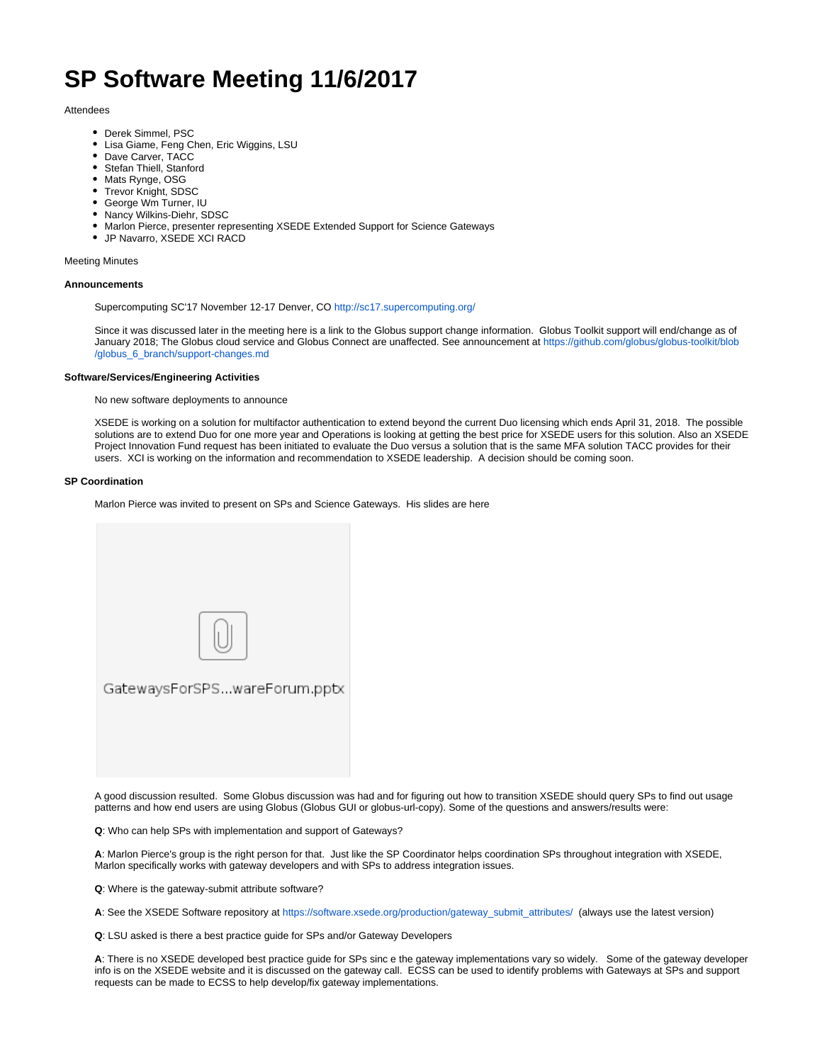# SP Software Meeting 11/6/2017

Attendees

- Derek Simmel, PSC
- Lisa Giame, Feng Chen, Eric Wiggins, LSU
- Dave Carver, TACC
- Stefan Thiell, Stanford
- Mats Rynge, OSG
- Trevor Knight, SDSC
- George Wm Turner, IU
- Nancy Wilkins-Diehr, SDSC
- Marlon Pierce, presenter representing XSEDE Extended Support for Science Gateways
- JP Navarro, XSEDE XCI RACD

Meeting Minutes

**Announcements**

Supercomputing SC'17 November 12-17 Denver, CO http://sc17.supercomputing.org/

Since it was discussed later in the meeting here is a link to the Globus support change information. Globus Toolkit support will end/change as of January 2018; The Globus cloud service and Globus Connect are unaffected. See announcement at https://github.com/globus/globus-toolkit/blob/globus_6_branch/support-changes.md

**Software/Services/Engineering Activities**

No new software deployments to announce

XSEDE is working on a solution for multifactor authentication to extend beyond the current Duo licensing which ends April 31, 2018. The possible solutions are to extend Duo for one more year and Operations is looking at getting the best price for XSEDE users for this solution. Also an XSEDE Project Innovation Fund request has been initiated to evaluate the Duo versus a solution that is the same MFA solution TACC provides for their users. XCI is working on the information and recommendation to XSEDE leadership. A decision should be coming soon.

**SP Coordination**

Marlon Pierce was invited to present on SPs and Science Gateways. His slides are here

GatewaysForSPS...wareForum.pptx

A good discussion resulted. Some Globus discussion was had and for figuring out how to transition XSEDE should query SPs to find out usage patterns and how end users are using Globus (Globus GUI or globus-url-copy). Some of the questions and answers/results were:

**Q**: Who can help SPs with implementation and support of Gateways?

**A**: Marlon Pierce's group is the right person for that. Just like the SP Coordinator helps coordination SPs throughout integration with XSEDE, Marlon specifically works with gateway developers and with SPs to address integration issues.

**Q**: Where is the gateway-submit attribute software?

**A**: See the XSEDE Software repository at https://software.xsede.org/production/gateway_submit_attributes/ (always use the latest version)

**Q**: LSU asked is there a best practice guide for SPs and/or Gateway Developers

**A**: There is no XSEDE developed best practice guide for SPs sinc e the gateway implementations vary so widely. Some of the gateway developer info is on the XSEDE website and it is discussed on the gateway call. ECSS can be used to identify problems with Gateways at SPs and support requests can be made to ECSS to help develop/fix gateway implementations.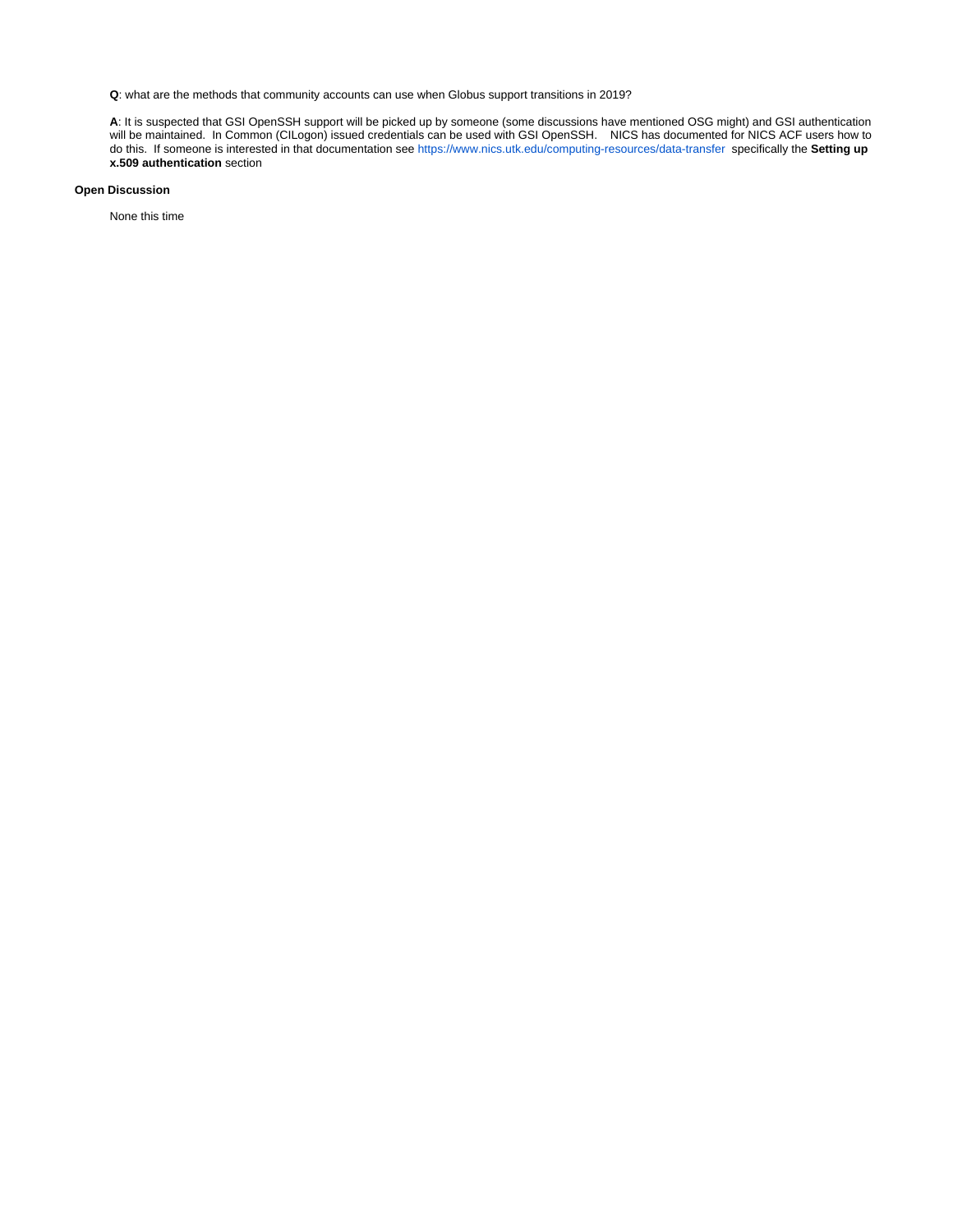**Q**: what are the methods that community accounts can use when Globus support transitions in 2019?

**A**: It is suspected that GSI OpenSSH support will be picked up by someone (some discussions have mentioned OSG might) and GSI authentication will be maintained. In Common (CILogon) issued credentials can be used with GSI OpenSSH. NICS has documented for NICS ACF users how to do this. If someone is interested in that documentation see https://www.nics.utk.edu/computing-resources/data-transfer specifically the **Setting up x.509 authentication** section

**Open Discussion**

None this time